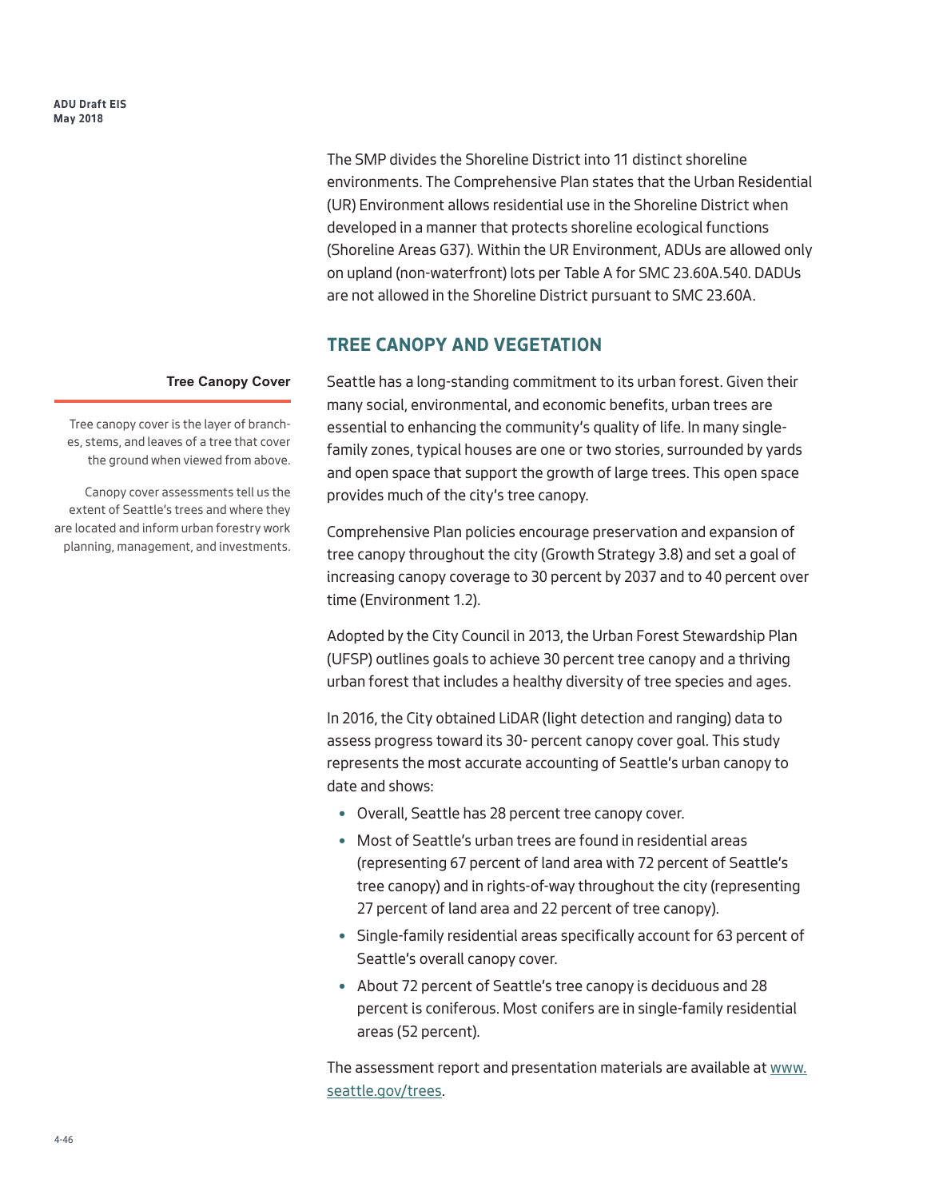The SMP divides the Shoreline District into 11 distinct shoreline environments. The Comprehensive Plan states that the Urban Residential (UR) Environment allows residential use in the Shoreline District when developed in a manner that protects shoreline ecological functions (Shoreline Areas G37). Within the UR Environment, ADUs are allowed only on upland (non-waterfront) lots per Table A for SMC 23.60A.540. DADUs are not allowed in the Shoreline District pursuant to SMC 23.60A.

## TREE CANOPY AND VEGETATION

**Tree Canopy Cover**

Tree canopy cover is the layer of branches, stems, and leaves of a tree that cover the ground when viewed from above.

Canopy cover assessments tell us the extent of Seattle's trees and where they are located and inform urban forestry work planning, management, and investments.

Seattle has a long-standing commitment to its urban forest. Given their many social, environmental, and economic benefits, urban trees are essential to enhancing the community's quality of life. In many single-family zones, typical houses are one or two stories, surrounded by yards and open space that support the growth of large trees. This open space provides much of the city's tree canopy.

Comprehensive Plan policies encourage preservation and expansion of tree canopy throughout the city (Growth Strategy 3.8) and set a goal of increasing canopy coverage to 30 percent by 2037 and to 40 percent over time (Environment 1.2).

Adopted by the City Council in 2013, the Urban Forest Stewardship Plan (UFSP) outlines goals to achieve 30 percent tree canopy and a thriving urban forest that includes a healthy diversity of tree species and ages.

In 2016, the City obtained LiDAR (light detection and ranging) data to assess progress toward its 30- percent canopy cover goal. This study represents the most accurate accounting of Seattle's urban canopy to date and shows:

- Overall, Seattle has 28 percent tree canopy cover.
- Most of Seattle's urban trees are found in residential areas (representing 67 percent of land area with 72 percent of Seattle's tree canopy) and in rights-of-way throughout the city (representing 27 percent of land area and 22 percent of tree canopy).
- Single-family residential areas specifically account for 63 percent of Seattle's overall canopy cover.
- About 72 percent of Seattle's tree canopy is deciduous and 28 percent is coniferous. Most conifers are in single-family residential areas (52 percent).

The assessment report and presentation materials are available at www.seattle.gov/trees.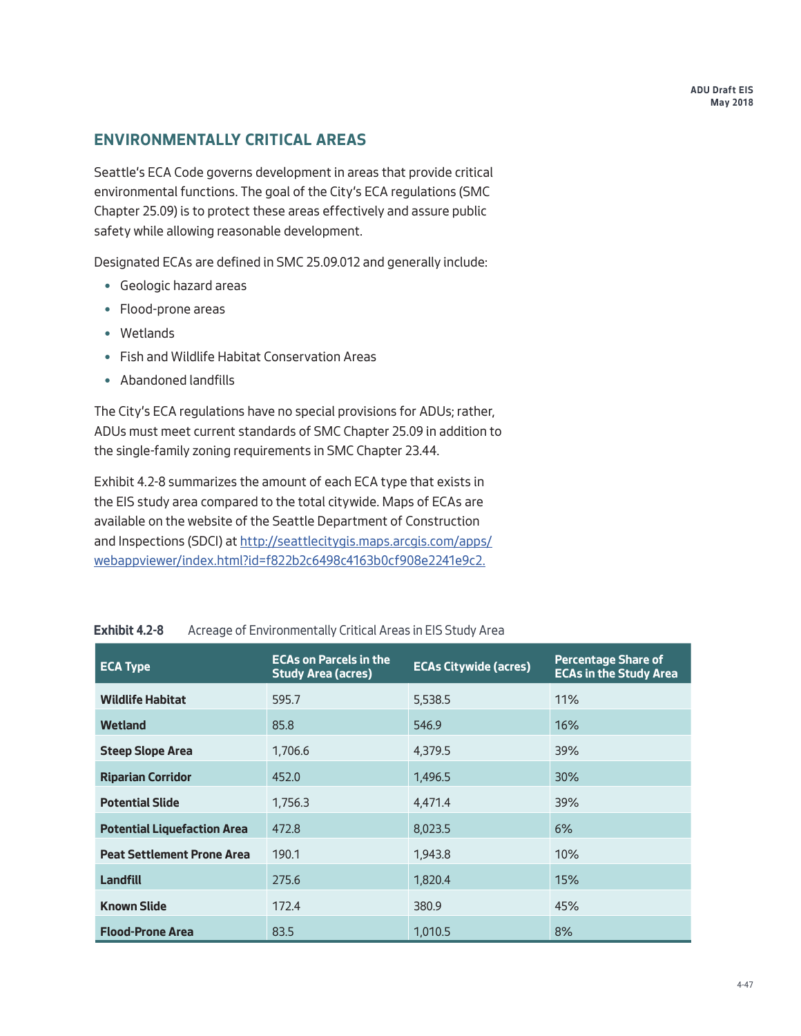## ENVIRONMENTALLY CRITICAL AREAS

Seattle's ECA Code governs development in areas that provide critical environmental functions. The goal of the City's ECA regulations (SMC Chapter 25.09) is to protect these areas effectively and assure public safety while allowing reasonable development.

Designated ECAs are defined in SMC 25.09.012 and generally include:

- Geologic hazard areas
- Flood-prone areas
- Wetlands
- Fish and Wildlife Habitat Conservation Areas
- Abandoned landfills

The City's ECA regulations have no special provisions for ADUs; rather, ADUs must meet current standards of SMC Chapter 25.09 in addition to the single-family zoning requirements in SMC Chapter 23.44.

Exhibit 4.2-8 summarizes the amount of each ECA type that exists in the EIS study area compared to the total citywide. Maps of ECAs are available on the website of the Seattle Department of Construction and Inspections (SDCI) at [http://seattlecitygis.maps.arcgis.com/apps/webappviewer/index.html?id=f822b2c6498c4163b0cf908e2241e9c2.](http://seattlecitygis.maps.arcgis.com/apps/webappviewer/index.html?id=f822b2c6498c4163b0cf908e2241e9c2)

**Exhibit 4.2-8** Acreage of Environmentally Critical Areas in EIS Study Area

| ECA Type | ECAs on Parcels in the Study Area (acres) | ECAs Citywide (acres) | Percentage Share of ECAs in the Study Area |
|---|---|---|---|
| **Wildlife Habitat** | 595.7 | 5,538.5 | 11% |
| **Wetland** | 85.8 | 546.9 | 16% |
| **Steep Slope Area** | 1,706.6 | 4,379.5 | 39% |
| **Riparian Corridor** | 452.0 | 1,496.5 | 30% |
| **Potential Slide** | 1,756.3 | 4,471.4 | 39% |
| **Potential Liquefaction Area** | 472.8 | 8,023.5 | 6% |
| **Peat Settlement Prone Area** | 190.1 | 1,943.8 | 10% |
| **Landfill** | 275.6 | 1,820.4 | 15% |
| **Known Slide** | 172.4 | 380.9 | 45% |
| **Flood-Prone Area** | 83.5 | 1,010.5 | 8% |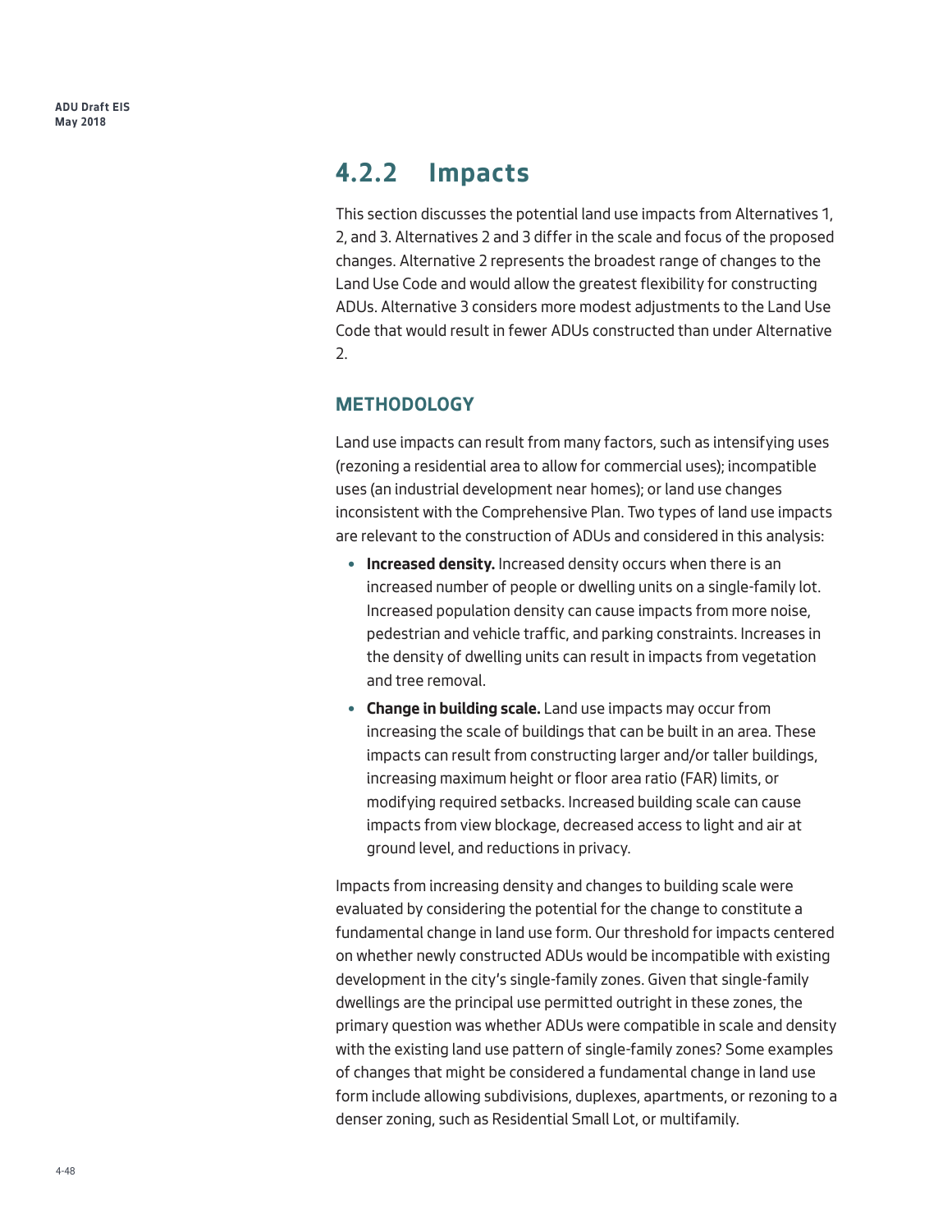## 4.2.2 Impacts

This section discusses the potential land use impacts from Alternatives 1, 2, and 3. Alternatives 2 and 3 differ in the scale and focus of the proposed changes. Alternative 2 represents the broadest range of changes to the Land Use Code and would allow the greatest flexibility for constructing ADUs. Alternative 3 considers more modest adjustments to the Land Use Code that would result in fewer ADUs constructed than under Alternative 2.

### METHODOLOGY

Land use impacts can result from many factors, such as intensifying uses (rezoning a residential area to allow for commercial uses); incompatible uses (an industrial development near homes); or land use changes inconsistent with the Comprehensive Plan. Two types of land use impacts are relevant to the construction of ADUs and considered in this analysis:

- **Increased density.** Increased density occurs when there is an increased number of people or dwelling units on a single-family lot. Increased population density can cause impacts from more noise, pedestrian and vehicle traffic, and parking constraints. Increases in the density of dwelling units can result in impacts from vegetation and tree removal.
- **Change in building scale.** Land use impacts may occur from increasing the scale of buildings that can be built in an area. These impacts can result from constructing larger and/or taller buildings, increasing maximum height or floor area ratio (FAR) limits, or modifying required setbacks. Increased building scale can cause impacts from view blockage, decreased access to light and air at ground level, and reductions in privacy.

Impacts from increasing density and changes to building scale were evaluated by considering the potential for the change to constitute a fundamental change in land use form. Our threshold for impacts centered on whether newly constructed ADUs would be incompatible with existing development in the city's single-family zones. Given that single-family dwellings are the principal use permitted outright in these zones, the primary question was whether ADUs were compatible in scale and density with the existing land use pattern of single-family zones? Some examples of changes that might be considered a fundamental change in land use form include allowing subdivisions, duplexes, apartments, or rezoning to a denser zoning, such as Residential Small Lot, or multifamily.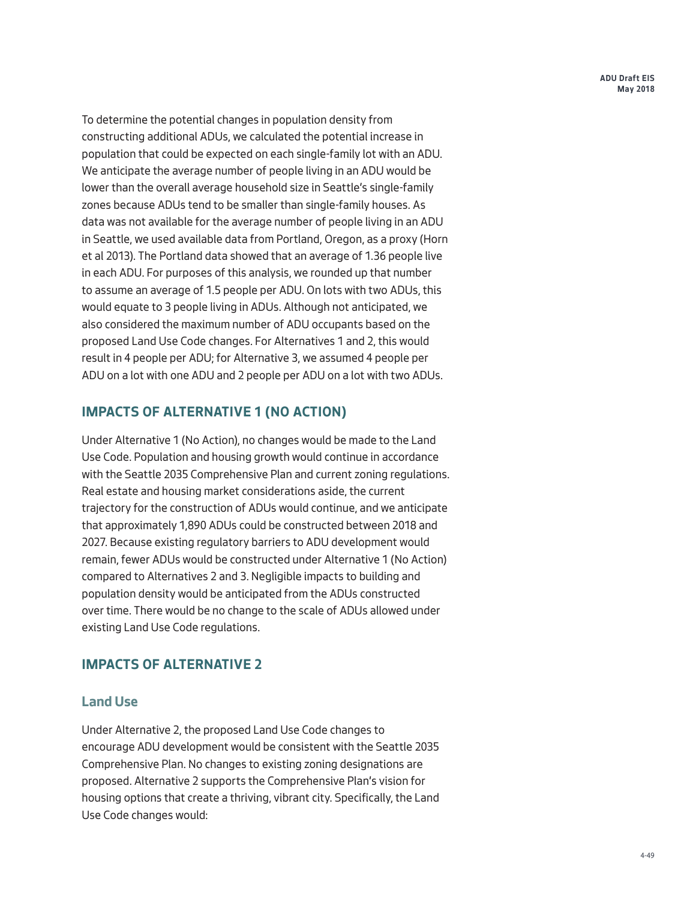To determine the potential changes in population density from constructing additional ADUs, we calculated the potential increase in population that could be expected on each single-family lot with an ADU. We anticipate the average number of people living in an ADU would be lower than the overall average household size in Seattle's single-family zones because ADUs tend to be smaller than single-family houses. As data was not available for the average number of people living in an ADU in Seattle, we used available data from Portland, Oregon, as a proxy (Horn et al 2013). The Portland data showed that an average of 1.36 people live in each ADU. For purposes of this analysis, we rounded up that number to assume an average of 1.5 people per ADU. On lots with two ADUs, this would equate to 3 people living in ADUs. Although not anticipated, we also considered the maximum number of ADU occupants based on the proposed Land Use Code changes. For Alternatives 1 and 2, this would result in 4 people per ADU; for Alternative 3, we assumed 4 people per ADU on a lot with one ADU and 2 people per ADU on a lot with two ADUs.

## IMPACTS OF ALTERNATIVE 1 (NO ACTION)

Under Alternative 1 (No Action), no changes would be made to the Land Use Code. Population and housing growth would continue in accordance with the Seattle 2035 Comprehensive Plan and current zoning regulations. Real estate and housing market considerations aside, the current trajectory for the construction of ADUs would continue, and we anticipate that approximately 1,890 ADUs could be constructed between 2018 and 2027. Because existing regulatory barriers to ADU development would remain, fewer ADUs would be constructed under Alternative 1 (No Action) compared to Alternatives 2 and 3. Negligible impacts to building and population density would be anticipated from the ADUs constructed over time. There would be no change to the scale of ADUs allowed under existing Land Use Code regulations.

## IMPACTS OF ALTERNATIVE 2

### Land Use

Under Alternative 2, the proposed Land Use Code changes to encourage ADU development would be consistent with the Seattle 2035 Comprehensive Plan. No changes to existing zoning designations are proposed. Alternative 2 supports the Comprehensive Plan's vision for housing options that create a thriving, vibrant city. Specifically, the Land Use Code changes would: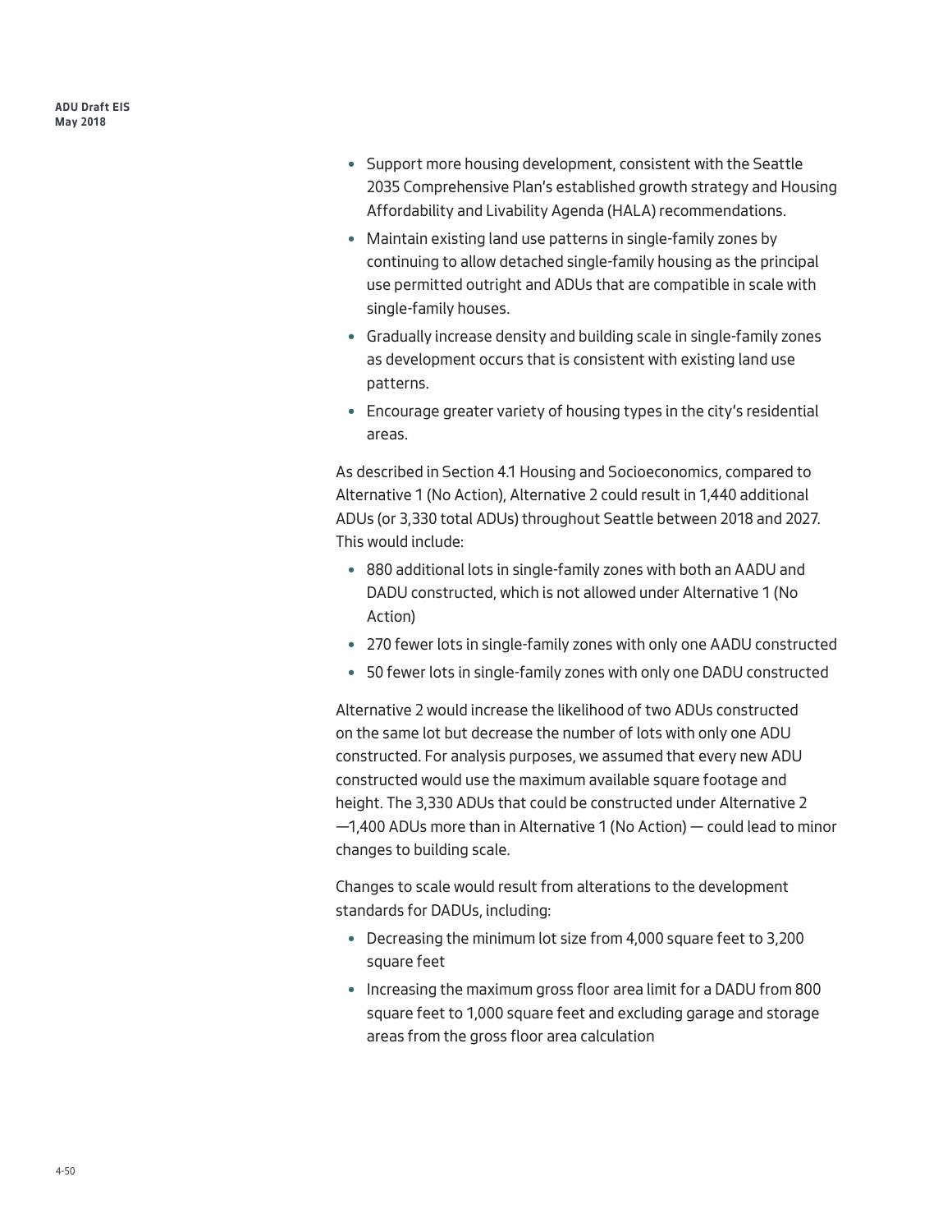- Support more housing development, consistent with the Seattle 2035 Comprehensive Plan's established growth strategy and Housing Affordability and Livability Agenda (HALA) recommendations.
- Maintain existing land use patterns in single-family zones by continuing to allow detached single-family housing as the principal use permitted outright and ADUs that are compatible in scale with single-family houses.
- Gradually increase density and building scale in single-family zones as development occurs that is consistent with existing land use patterns.
- Encourage greater variety of housing types in the city's residential areas.

As described in Section 4.1 Housing and Socioeconomics, compared to Alternative 1 (No Action), Alternative 2 could result in 1,440 additional ADUs (or 3,330 total ADUs) throughout Seattle between 2018 and 2027. This would include:

- 880 additional lots in single-family zones with both an AADU and DADU constructed, which is not allowed under Alternative 1 (No Action)
- 270 fewer lots in single-family zones with only one AADU constructed
- 50 fewer lots in single-family zones with only one DADU constructed

Alternative 2 would increase the likelihood of two ADUs constructed on the same lot but decrease the number of lots with only one ADU constructed. For analysis purposes, we assumed that every new ADU constructed would use the maximum available square footage and height. The 3,330 ADUs that could be constructed under Alternative 2 —1,400 ADUs more than in Alternative 1 (No Action) — could lead to minor changes to building scale.

Changes to scale would result from alterations to the development standards for DADUs, including:

- Decreasing the minimum lot size from 4,000 square feet to 3,200 square feet
- Increasing the maximum gross floor area limit for a DADU from 800 square feet to 1,000 square feet and excluding garage and storage areas from the gross floor area calculation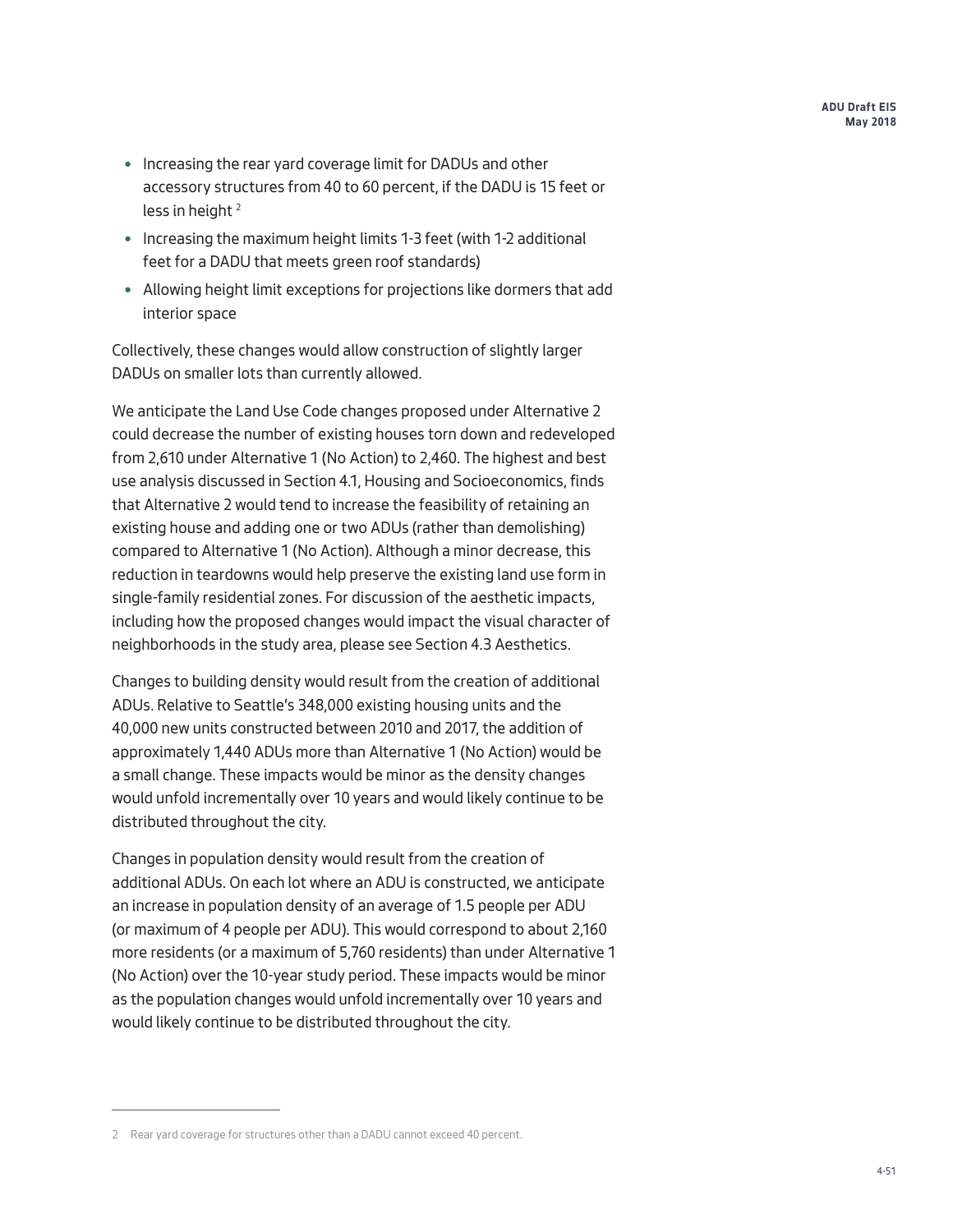- Increasing the rear yard coverage limit for DADUs and other accessory structures from 40 to 60 percent, if the DADU is 15 feet or less in height [2]
- Increasing the maximum height limits 1-3 feet (with 1-2 additional feet for a DADU that meets green roof standards)
- Allowing height limit exceptions for projections like dormers that add interior space

Collectively, these changes would allow construction of slightly larger DADUs on smaller lots than currently allowed.

We anticipate the Land Use Code changes proposed under Alternative 2 could decrease the number of existing houses torn down and redeveloped from 2,610 under Alternative 1 (No Action) to 2,460. The highest and best use analysis discussed in Section 4.1, Housing and Socioeconomics, finds that Alternative 2 would tend to increase the feasibility of retaining an existing house and adding one or two ADUs (rather than demolishing) compared to Alternative 1 (No Action). Although a minor decrease, this reduction in teardowns would help preserve the existing land use form in single-family residential zones. For discussion of the aesthetic impacts, including how the proposed changes would impact the visual character of neighborhoods in the study area, please see Section 4.3 Aesthetics.

Changes to building density would result from the creation of additional ADUs. Relative to Seattle's 348,000 existing housing units and the 40,000 new units constructed between 2010 and 2017, the addition of approximately 1,440 ADUs more than Alternative 1 (No Action) would be a small change. These impacts would be minor as the density changes would unfold incrementally over 10 years and would likely continue to be distributed throughout the city.

Changes in population density would result from the creation of additional ADUs. On each lot where an ADU is constructed, we anticipate an increase in population density of an average of 1.5 people per ADU (or maximum of 4 people per ADU). This would correspond to about 2,160 more residents (or a maximum of 5,760 residents) than under Alternative 1 (No Action) over the 10-year study period. These impacts would be minor as the population changes would unfold incrementally over 10 years and would likely continue to be distributed throughout the city.

---

2 Rear yard coverage for structures other than a DADU cannot exceed 40 percent.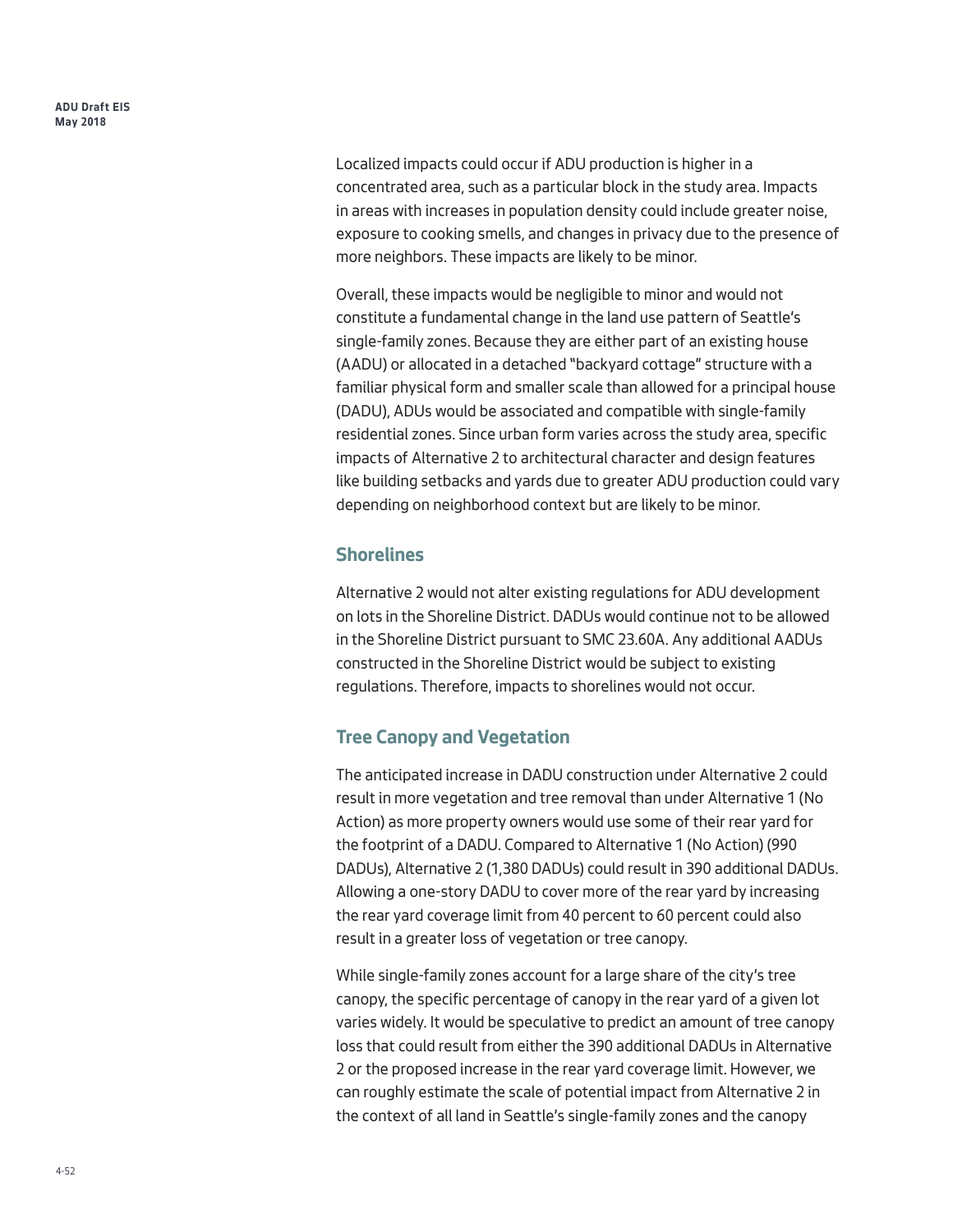Localized impacts could occur if ADU production is higher in a concentrated area, such as a particular block in the study area. Impacts in areas with increases in population density could include greater noise, exposure to cooking smells, and changes in privacy due to the presence of more neighbors. These impacts are likely to be minor.

Overall, these impacts would be negligible to minor and would not constitute a fundamental change in the land use pattern of Seattle's single-family zones. Because they are either part of an existing house (AADU) or allocated in a detached "backyard cottage" structure with a familiar physical form and smaller scale than allowed for a principal house (DADU), ADUs would be associated and compatible with single-family residential zones. Since urban form varies across the study area, specific impacts of Alternative 2 to architectural character and design features like building setbacks and yards due to greater ADU production could vary depending on neighborhood context but are likely to be minor.

### Shorelines

Alternative 2 would not alter existing regulations for ADU development on lots in the Shoreline District. DADUs would continue not to be allowed in the Shoreline District pursuant to SMC 23.60A. Any additional AADUs constructed in the Shoreline District would be subject to existing regulations. Therefore, impacts to shorelines would not occur.

### Tree Canopy and Vegetation

The anticipated increase in DADU construction under Alternative 2 could result in more vegetation and tree removal than under Alternative 1 (No Action) as more property owners would use some of their rear yard for the footprint of a DADU. Compared to Alternative 1 (No Action) (990 DADUs), Alternative 2 (1,380 DADUs) could result in 390 additional DADUs. Allowing a one-story DADU to cover more of the rear yard by increasing the rear yard coverage limit from 40 percent to 60 percent could also result in a greater loss of vegetation or tree canopy.

While single-family zones account for a large share of the city's tree canopy, the specific percentage of canopy in the rear yard of a given lot varies widely. It would be speculative to predict an amount of tree canopy loss that could result from either the 390 additional DADUs in Alternative 2 or the proposed increase in the rear yard coverage limit. However, we can roughly estimate the scale of potential impact from Alternative 2 in the context of all land in Seattle's single-family zones and the canopy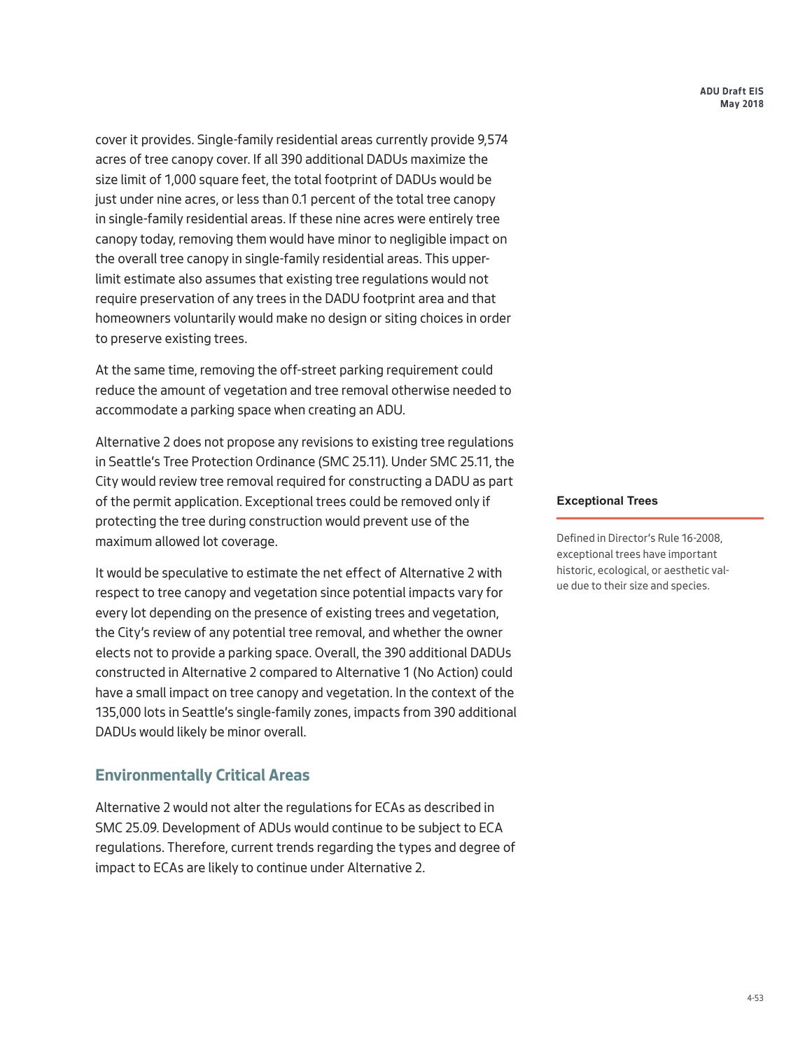cover it provides. Single-family residential areas currently provide 9,574 acres of tree canopy cover. If all 390 additional DADUs maximize the size limit of 1,000 square feet, the total footprint of DADUs would be just under nine acres, or less than 0.1 percent of the total tree canopy in single-family residential areas. If these nine acres were entirely tree canopy today, removing them would have minor to negligible impact on the overall tree canopy in single-family residential areas. This upper-limit estimate also assumes that existing tree regulations would not require preservation of any trees in the DADU footprint area and that homeowners voluntarily would make no design or siting choices in order to preserve existing trees.

At the same time, removing the off-street parking requirement could reduce the amount of vegetation and tree removal otherwise needed to accommodate a parking space when creating an ADU.

Alternative 2 does not propose any revisions to existing tree regulations in Seattle's Tree Protection Ordinance (SMC 25.11). Under SMC 25.11, the City would review tree removal required for constructing a DADU as part of the permit application. Exceptional trees could be removed only if protecting the tree during construction would prevent use of the maximum allowed lot coverage.

**Exceptional Trees**

Defined in Director's Rule 16-2008, exceptional trees have important historic, ecological, or aesthetic value due to their size and species.

It would be speculative to estimate the net effect of Alternative 2 with respect to tree canopy and vegetation since potential impacts vary for every lot depending on the presence of existing trees and vegetation, the City's review of any potential tree removal, and whether the owner elects not to provide a parking space. Overall, the 390 additional DADUs constructed in Alternative 2 compared to Alternative 1 (No Action) could have a small impact on tree canopy and vegetation. In the context of the 135,000 lots in Seattle's single-family zones, impacts from 390 additional DADUs would likely be minor overall.

### Environmentally Critical Areas

Alternative 2 would not alter the regulations for ECAs as described in SMC 25.09. Development of ADUs would continue to be subject to ECA regulations. Therefore, current trends regarding the types and degree of impact to ECAs are likely to continue under Alternative 2.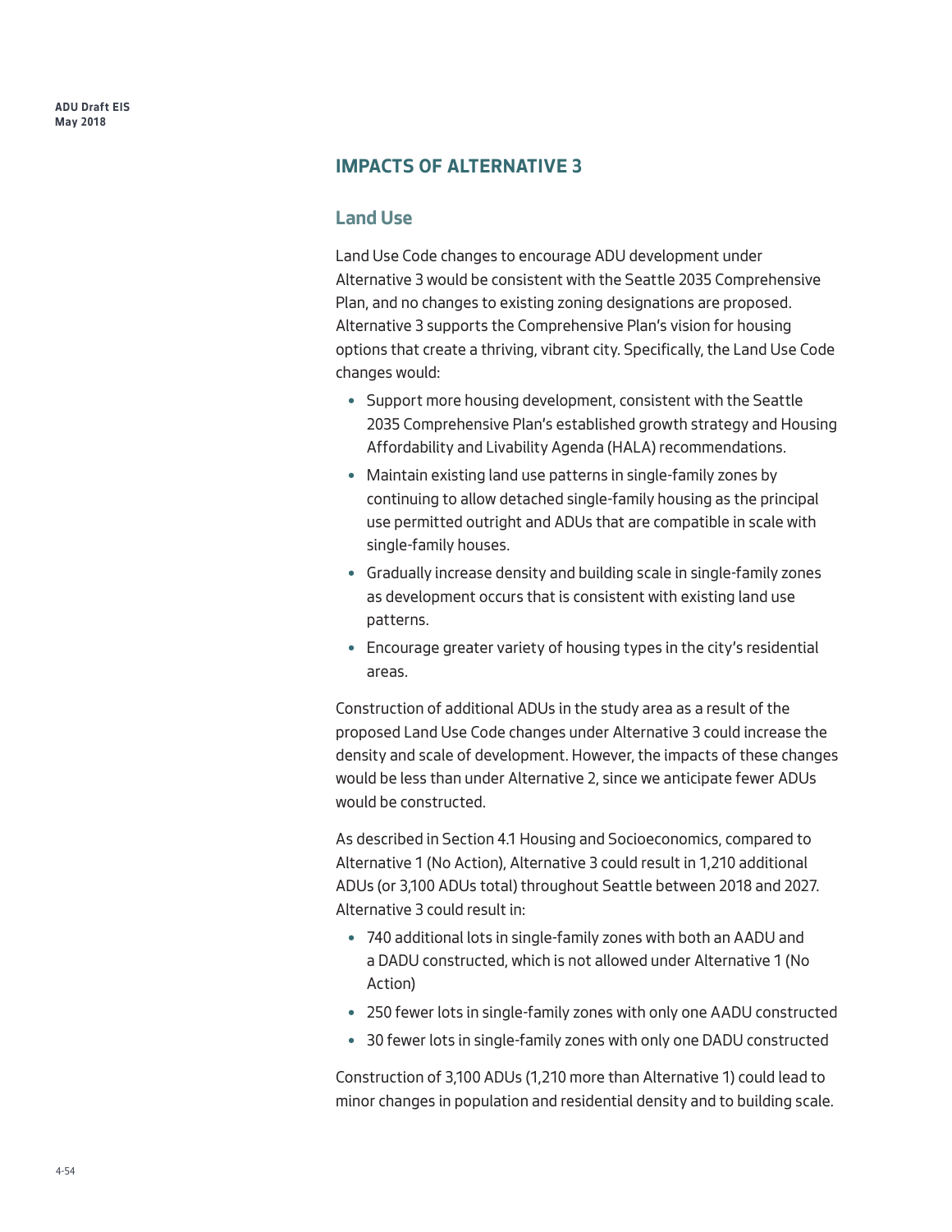## IMPACTS OF ALTERNATIVE 3

### Land Use

Land Use Code changes to encourage ADU development under Alternative 3 would be consistent with the Seattle 2035 Comprehensive Plan, and no changes to existing zoning designations are proposed. Alternative 3 supports the Comprehensive Plan's vision for housing options that create a thriving, vibrant city. Specifically, the Land Use Code changes would:

- Support more housing development, consistent with the Seattle 2035 Comprehensive Plan's established growth strategy and Housing Affordability and Livability Agenda (HALA) recommendations.
- Maintain existing land use patterns in single-family zones by continuing to allow detached single-family housing as the principal use permitted outright and ADUs that are compatible in scale with single-family houses.
- Gradually increase density and building scale in single-family zones as development occurs that is consistent with existing land use patterns.
- Encourage greater variety of housing types in the city's residential areas.

Construction of additional ADUs in the study area as a result of the proposed Land Use Code changes under Alternative 3 could increase the density and scale of development. However, the impacts of these changes would be less than under Alternative 2, since we anticipate fewer ADUs would be constructed.

As described in Section 4.1 Housing and Socioeconomics, compared to Alternative 1 (No Action), Alternative 3 could result in 1,210 additional ADUs (or 3,100 ADUs total) throughout Seattle between 2018 and 2027. Alternative 3 could result in:

- 740 additional lots in single-family zones with both an AADU and a DADU constructed, which is not allowed under Alternative 1 (No Action)
- 250 fewer lots in single-family zones with only one AADU constructed
- 30 fewer lots in single-family zones with only one DADU constructed

Construction of 3,100 ADUs (1,210 more than Alternative 1) could lead to minor changes in population and residential density and to building scale.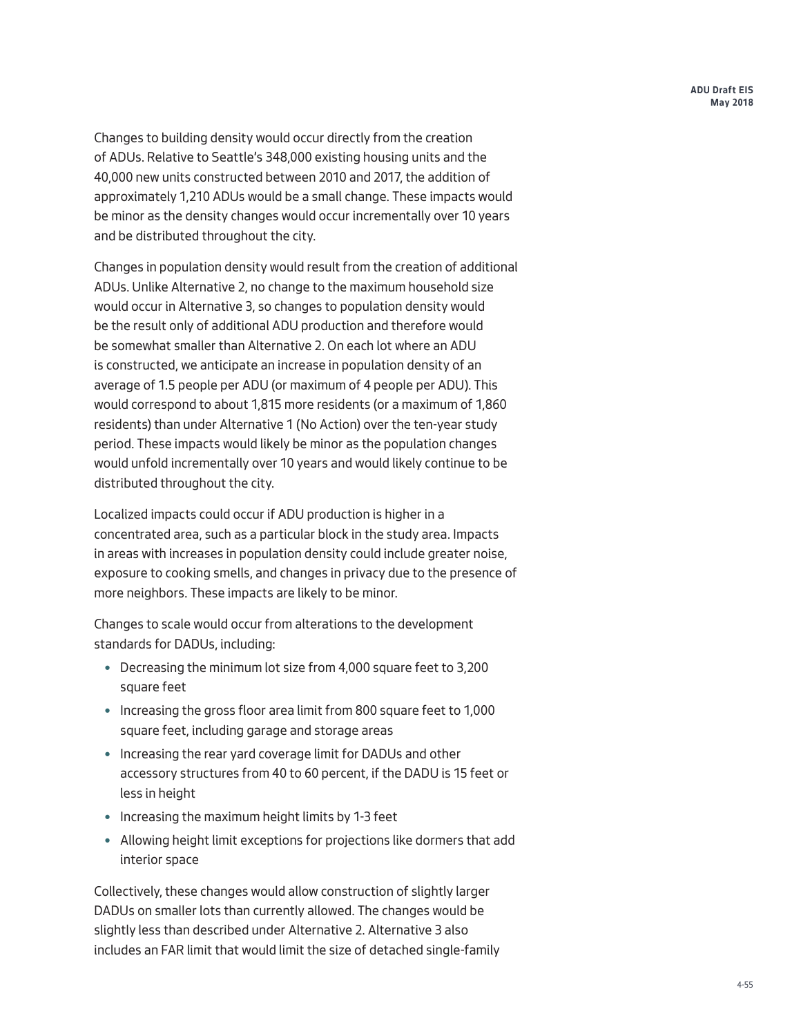Changes to building density would occur directly from the creation of ADUs. Relative to Seattle's 348,000 existing housing units and the 40,000 new units constructed between 2010 and 2017, the addition of approximately 1,210 ADUs would be a small change. These impacts would be minor as the density changes would occur incrementally over 10 years and be distributed throughout the city.

Changes in population density would result from the creation of additional ADUs. Unlike Alternative 2, no change to the maximum household size would occur in Alternative 3, so changes to population density would be the result only of additional ADU production and therefore would be somewhat smaller than Alternative 2. On each lot where an ADU is constructed, we anticipate an increase in population density of an average of 1.5 people per ADU (or maximum of 4 people per ADU). This would correspond to about 1,815 more residents (or a maximum of 1,860 residents) than under Alternative 1 (No Action) over the ten-year study period. These impacts would likely be minor as the population changes would unfold incrementally over 10 years and would likely continue to be distributed throughout the city.

Localized impacts could occur if ADU production is higher in a concentrated area, such as a particular block in the study area. Impacts in areas with increases in population density could include greater noise, exposure to cooking smells, and changes in privacy due to the presence of more neighbors. These impacts are likely to be minor.

Changes to scale would occur from alterations to the development standards for DADUs, including:

- Decreasing the minimum lot size from 4,000 square feet to 3,200 square feet
- Increasing the gross floor area limit from 800 square feet to 1,000 square feet, including garage and storage areas
- Increasing the rear yard coverage limit for DADUs and other accessory structures from 40 to 60 percent, if the DADU is 15 feet or less in height
- Increasing the maximum height limits by 1-3 feet
- Allowing height limit exceptions for projections like dormers that add interior space

Collectively, these changes would allow construction of slightly larger DADUs on smaller lots than currently allowed. The changes would be slightly less than described under Alternative 2. Alternative 3 also includes an FAR limit that would limit the size of detached single-family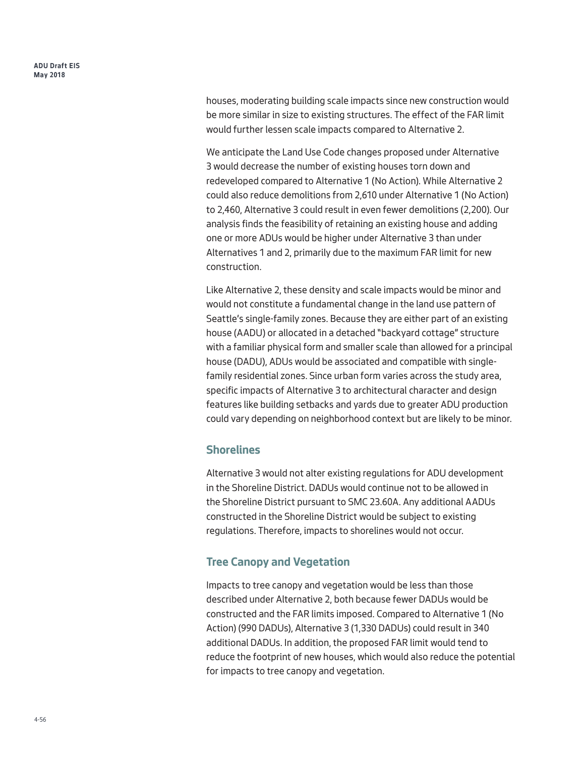houses, moderating building scale impacts since new construction would be more similar in size to existing structures. The effect of the FAR limit would further lessen scale impacts compared to Alternative 2.

We anticipate the Land Use Code changes proposed under Alternative 3 would decrease the number of existing houses torn down and redeveloped compared to Alternative 1 (No Action). While Alternative 2 could also reduce demolitions from 2,610 under Alternative 1 (No Action) to 2,460, Alternative 3 could result in even fewer demolitions (2,200). Our analysis finds the feasibility of retaining an existing house and adding one or more ADUs would be higher under Alternative 3 than under Alternatives 1 and 2, primarily due to the maximum FAR limit for new construction.

Like Alternative 2, these density and scale impacts would be minor and would not constitute a fundamental change in the land use pattern of Seattle's single-family zones. Because they are either part of an existing house (AADU) or allocated in a detached "backyard cottage" structure with a familiar physical form and smaller scale than allowed for a principal house (DADU), ADUs would be associated and compatible with single-family residential zones. Since urban form varies across the study area, specific impacts of Alternative 3 to architectural character and design features like building setbacks and yards due to greater ADU production could vary depending on neighborhood context but are likely to be minor.

## Shorelines

Alternative 3 would not alter existing regulations for ADU development in the Shoreline District. DADUs would continue not to be allowed in the Shoreline District pursuant to SMC 23.60A. Any additional AADUs constructed in the Shoreline District would be subject to existing regulations. Therefore, impacts to shorelines would not occur.

## Tree Canopy and Vegetation

Impacts to tree canopy and vegetation would be less than those described under Alternative 2, both because fewer DADUs would be constructed and the FAR limits imposed. Compared to Alternative 1 (No Action) (990 DADUs), Alternative 3 (1,330 DADUs) could result in 340 additional DADUs. In addition, the proposed FAR limit would tend to reduce the footprint of new houses, which would also reduce the potential for impacts to tree canopy and vegetation.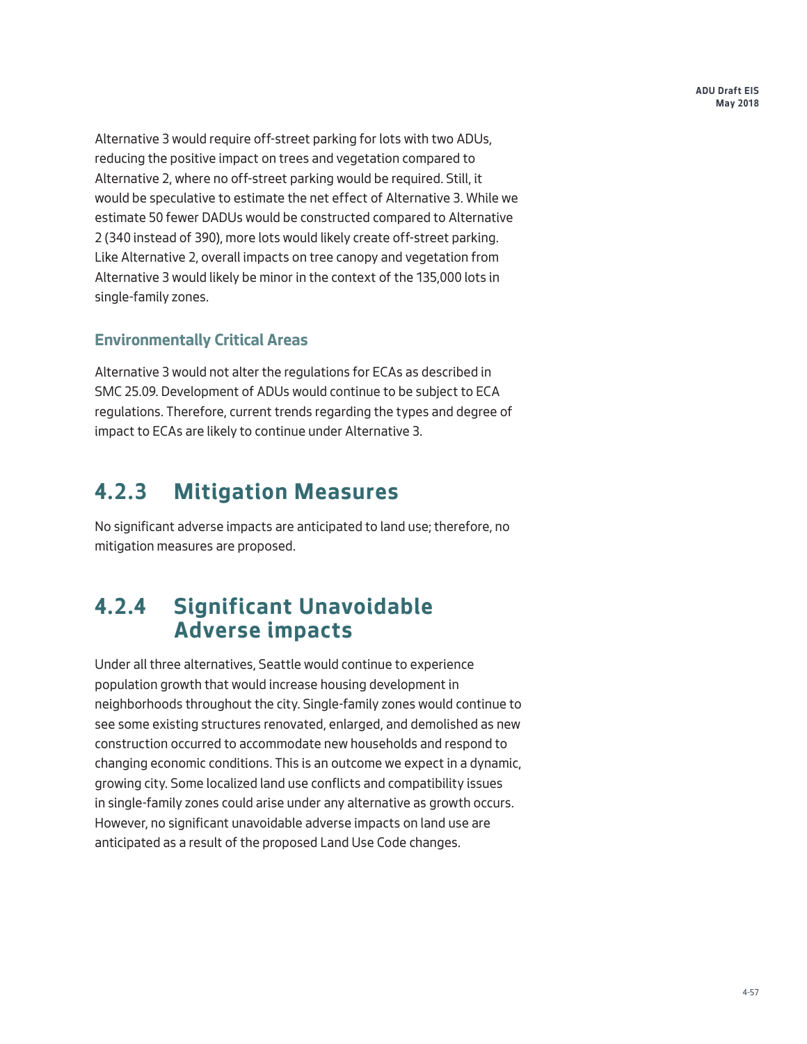Alternative 3 would require off-street parking for lots with two ADUs, reducing the positive impact on trees and vegetation compared to Alternative 2, where no off-street parking would be required. Still, it would be speculative to estimate the net effect of Alternative 3. While we estimate 50 fewer DADUs would be constructed compared to Alternative 2 (340 instead of 390), more lots would likely create off-street parking. Like Alternative 2, overall impacts on tree canopy and vegetation from Alternative 3 would likely be minor in the context of the 135,000 lots in single-family zones.

### Environmentally Critical Areas

Alternative 3 would not alter the regulations for ECAs as described in SMC 25.09. Development of ADUs would continue to be subject to ECA regulations. Therefore, current trends regarding the types and degree of impact to ECAs are likely to continue under Alternative 3.

## 4.2.3 Mitigation Measures

No significant adverse impacts are anticipated to land use; therefore, no mitigation measures are proposed.

## 4.2.4 Significant Unavoidable Adverse impacts

Under all three alternatives, Seattle would continue to experience population growth that would increase housing development in neighborhoods throughout the city. Single-family zones would continue to see some existing structures renovated, enlarged, and demolished as new construction occurred to accommodate new households and respond to changing economic conditions. This is an outcome we expect in a dynamic, growing city. Some localized land use conflicts and compatibility issues in single-family zones could arise under any alternative as growth occurs. However, no significant unavoidable adverse impacts on land use are anticipated as a result of the proposed Land Use Code changes.